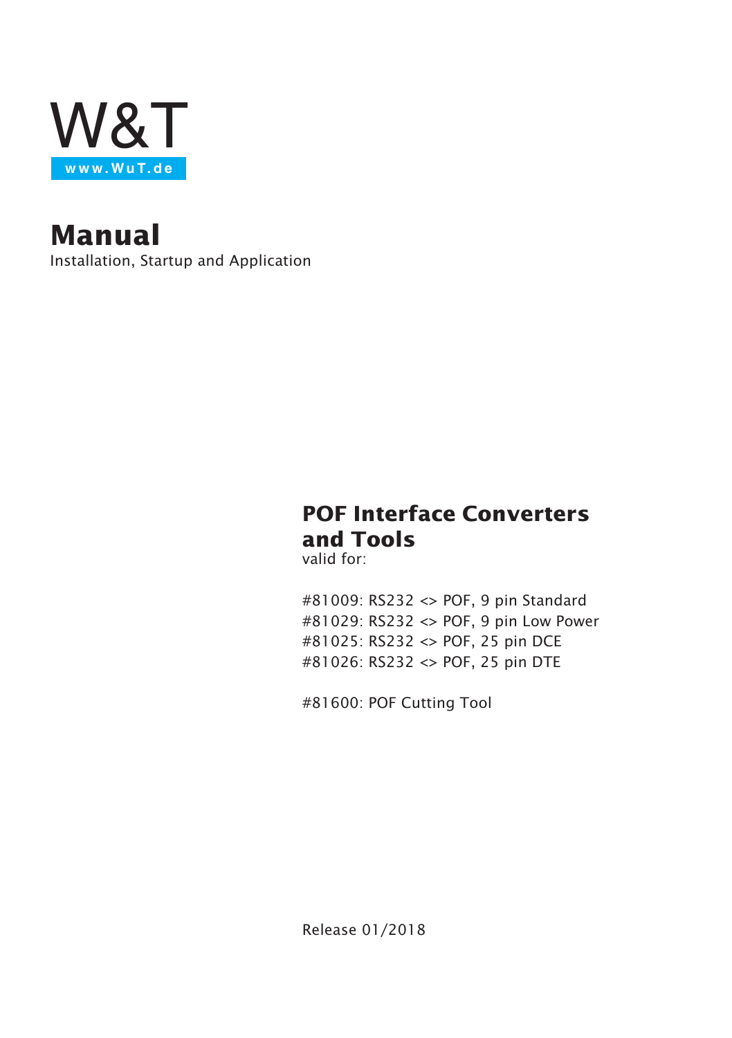W&T

www.WuT.de

# Manual

Installation, Startup and Application

## POF Interface Converters and Tools

valid for:

#81009: RS232 <> POF, 9 pin Standard
#81029: RS232 <> POF, 9 pin Low Power
#81025: RS232 <> POF, 25 pin DCE
#81026: RS232 <> POF, 25 pin DTE

#81600: POF Cutting Tool

Release 01/2018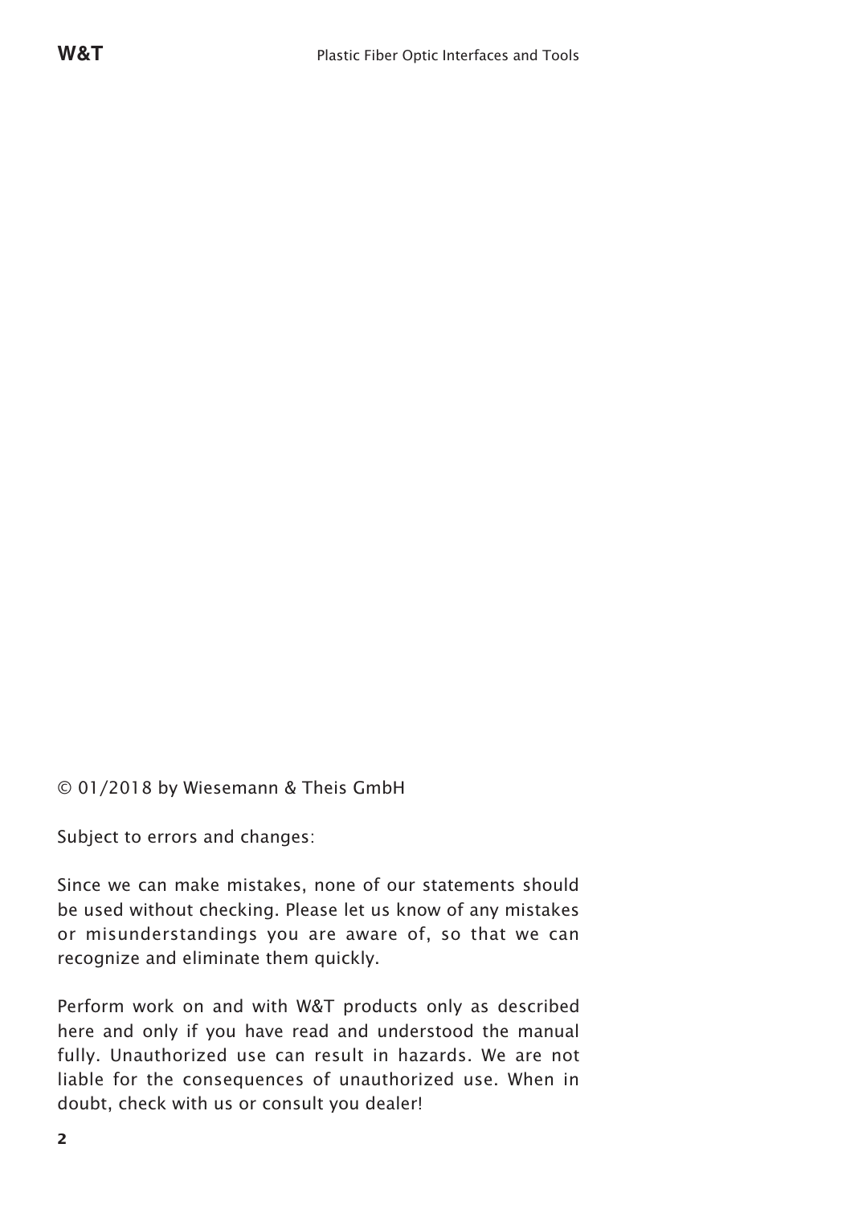© 01/2018 by Wiesemann & Theis GmbH

Subject to errors and changes:

Since we can make mistakes, none of our statements should be used without checking. Please let us know of any mistakes or misunderstandings you are aware of, so that we can recognize and eliminate them quickly.

Perform work on and with W&T products only as described here and only if you have read and understood the manual fully. Unauthorized use can result in hazards. We are not liable for the consequences of unauthorized use. When in doubt, check with us or consult you dealer!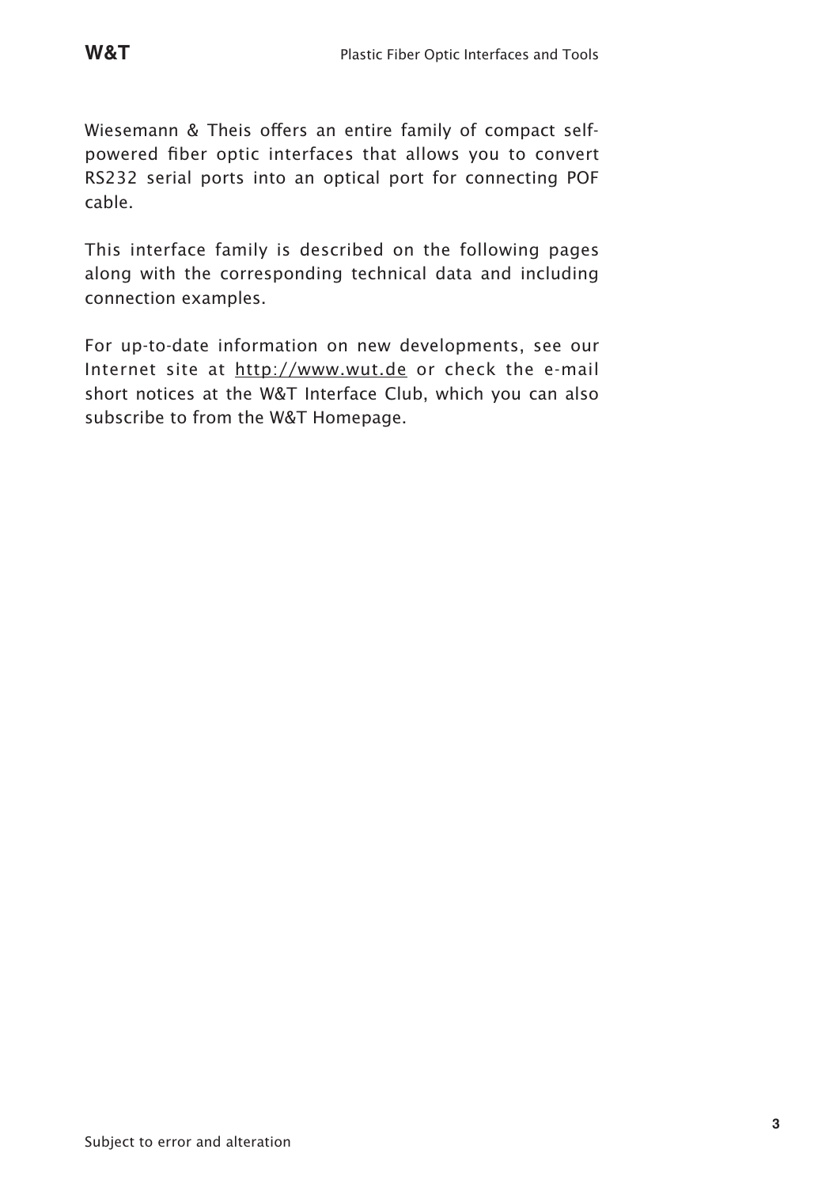Wiesemann & Theis offers an entire family of compact self-powered fiber optic interfaces that allows you to convert RS232 serial ports into an optical port for connecting POF cable.

This interface family is described on the following pages along with the corresponding technical data and including connection examples.

For up-to-date information on new developments, see our Internet site at http://www.wut.de or check the e-mail short notices at the W&T Interface Club, which you can also subscribe to from the W&T Homepage.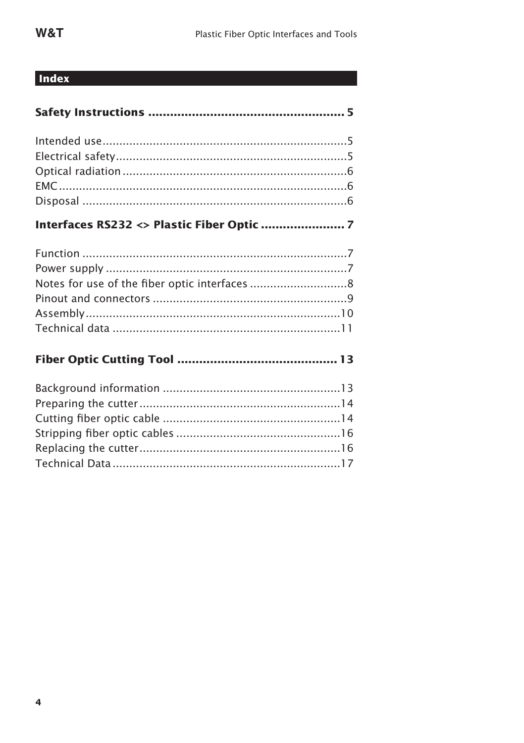## Index

**Safety Instructions ..................................................... 5**

Intended use.........................................................................5
Electrical safety.....................................................................5
Optical radiation...................................................................6
EMC......................................................................................6
Disposal ...............................................................................6

**Interfaces RS232 <> Plastic Fiber Optic ....................... 7**

Function ...............................................................................7
Power supply ........................................................................7
Notes for use of the fiber optic interfaces .............................8
Pinout and connectors ..........................................................9
Assembly............................................................................10
Technical data ....................................................................11

**Fiber Optic Cutting Tool ........................................... 13**

Background information .....................................................13
Preparing the cutter............................................................14
Cutting fiber optic cable .....................................................14
Stripping fiber optic cables .................................................16
Replacing the cutter............................................................16
Technical Data....................................................................17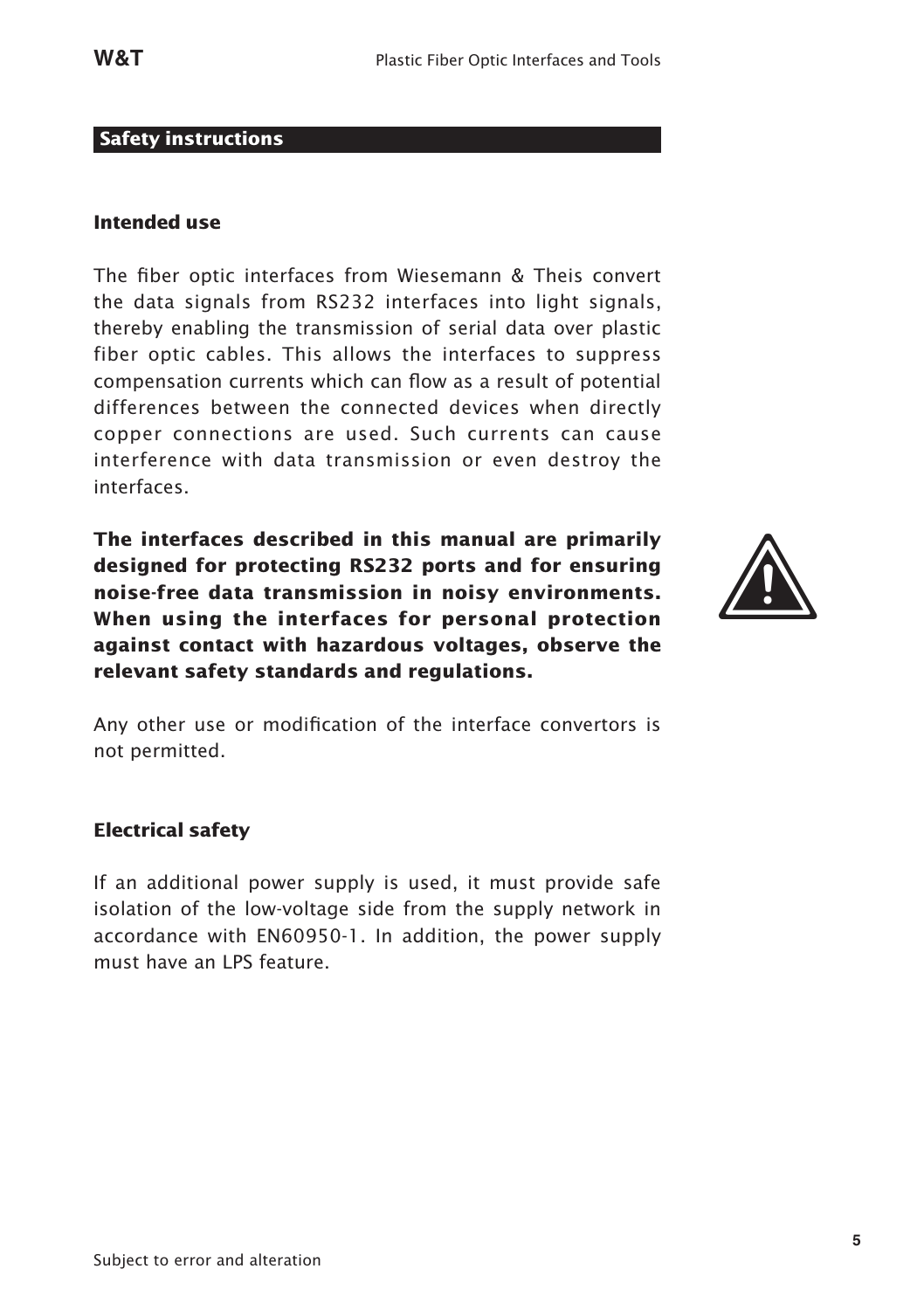## Safety instructions

### Intended use

The fiber optic interfaces from Wiesemann & Theis convert the data signals from RS232 interfaces into light signals, thereby enabling the transmission of serial data over plastic fiber optic cables. This allows the interfaces to suppress compensation currents which can flow as a result of potential differences between the connected devices when directly copper connections are used. Such currents can cause interference with data transmission or even destroy the interfaces.

**The interfaces described in this manual are primarily designed for protecting RS232 ports and for ensuring noise-free data transmission in noisy environments. When using the interfaces for personal protection against contact with hazardous voltages, observe the relevant safety standards and regulations.**

Any other use or modification of the interface convertors is not permitted.

### Electrical safety

If an additional power supply is used, it must provide safe isolation of the low-voltage side from the supply network in accordance with EN60950-1. In addition, the power supply must have an LPS feature.

Subject to error and alteration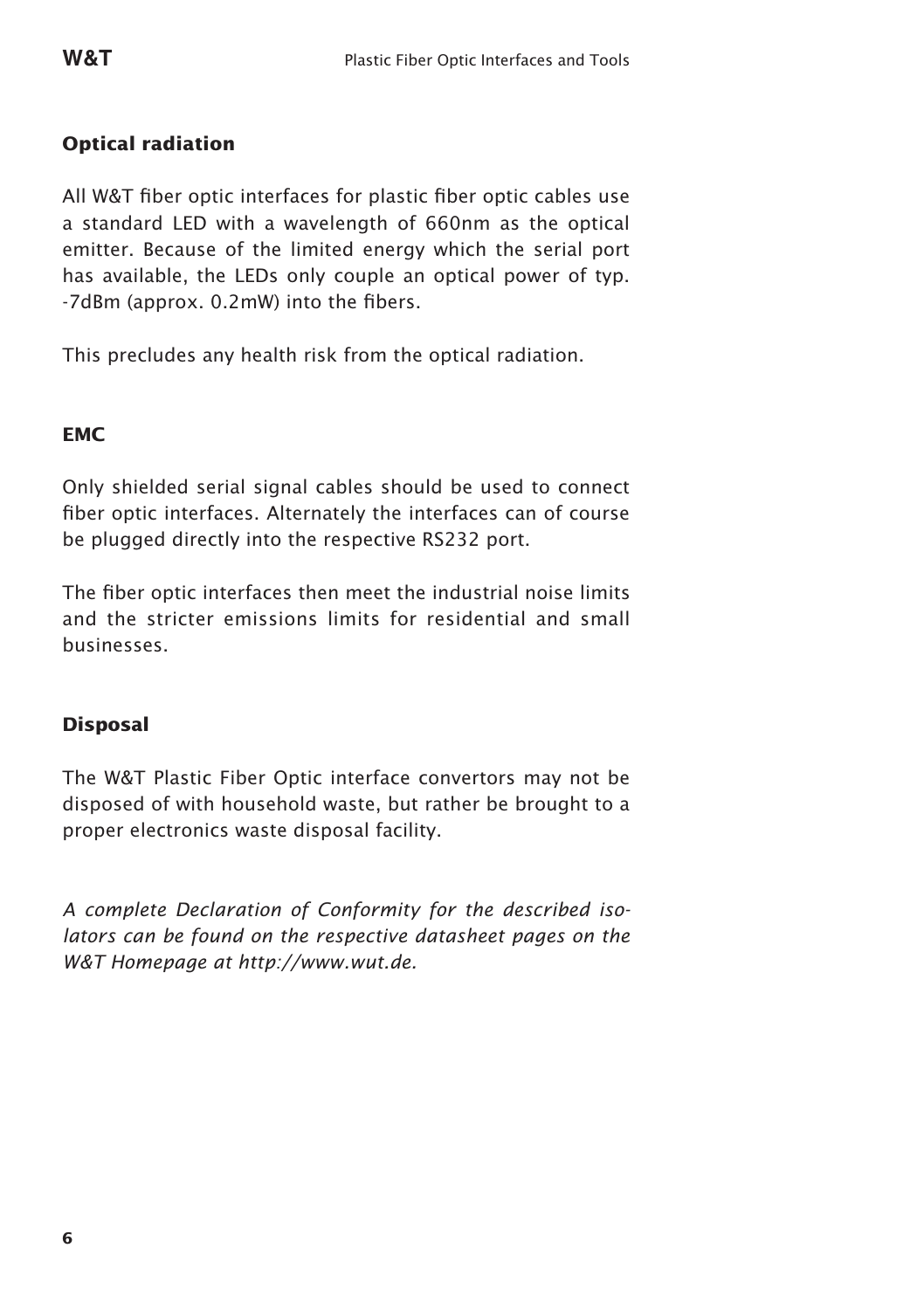## Optical radiation

All W&T fiber optic interfaces for plastic fiber optic cables use a standard LED with a wavelength of 660nm as the optical emitter. Because of the limited energy which the serial port has available, the LEDs only couple an optical power of typ. -7dBm (approx. 0.2mW) into the fibers.

This precludes any health risk from the optical radiation.

## EMC

Only shielded serial signal cables should be used to connect fiber optic interfaces. Alternately the interfaces can of course be plugged directly into the respective RS232 port.

The fiber optic interfaces then meet the industrial noise limits and the stricter emissions limits for residential and small businesses.

## Disposal

The W&T Plastic Fiber Optic interface convertors may not be disposed of with household waste, but rather be brought to a proper electronics waste disposal facility.

*A complete Declaration of Conformity for the described isolators can be found on the respective datasheet pages on the W&T Homepage at http://www.wut.de.*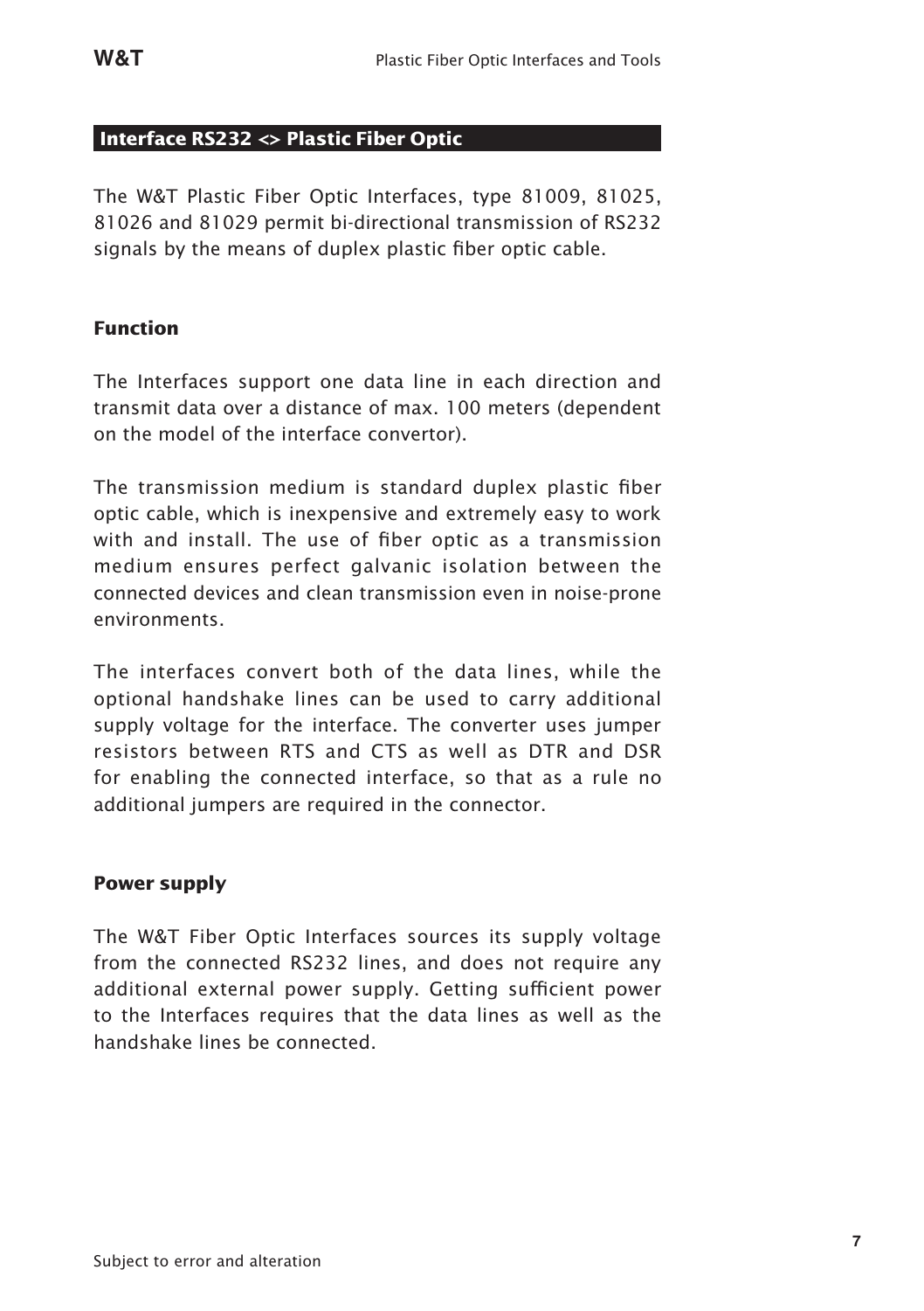## Interface RS232 <> Plastic Fiber Optic

The W&T Plastic Fiber Optic Interfaces, type 81009, 81025, 81026 and 81029 permit bi-directional transmission of RS232 signals by the means of duplex plastic fiber optic cable.

### Function

The Interfaces support one data line in each direction and transmit data over a distance of max. 100 meters (dependent on the model of the interface convertor).

The transmission medium is standard duplex plastic fiber optic cable, which is inexpensive and extremely easy to work with and install. The use of fiber optic as a transmission medium ensures perfect galvanic isolation between the connected devices and clean transmission even in noise-prone environments.

The interfaces convert both of the data lines, while the optional handshake lines can be used to carry additional supply voltage for the interface. The converter uses jumper resistors between RTS and CTS as well as DTR and DSR for enabling the connected interface, so that as a rule no additional jumpers are required in the connector.

### Power supply

The W&T Fiber Optic Interfaces sources its supply voltage from the connected RS232 lines, and does not require any additional external power supply. Getting sufficient power to the Interfaces requires that the data lines as well as the handshake lines be connected.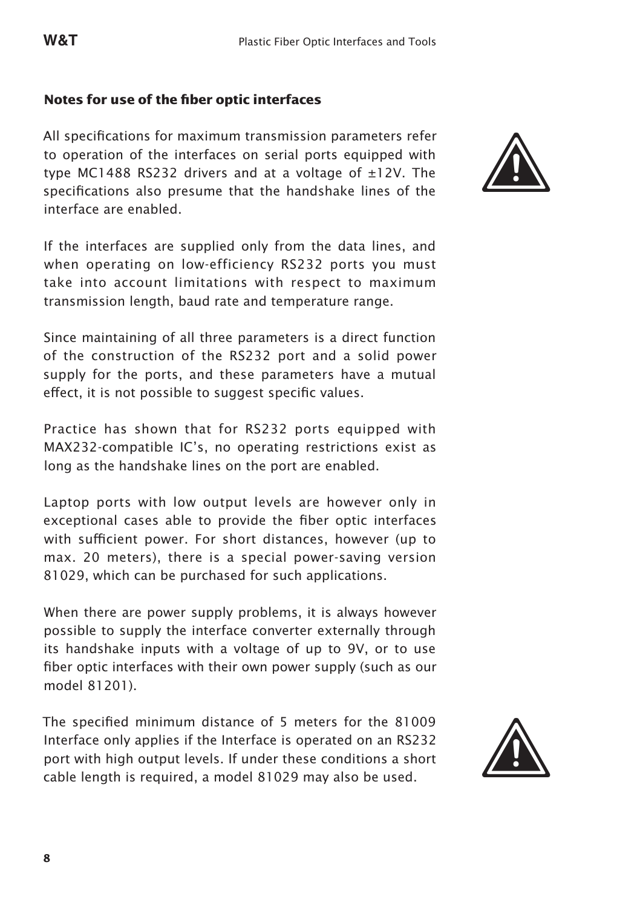### Notes for use of the fiber optic interfaces

All specifications for maximum transmission parameters refer to operation of the interfaces on serial ports equipped with type MC1488 RS232 drivers and at a voltage of ±12V. The specifications also presume that the handshake lines of the interface are enabled.

If the interfaces are supplied only from the data lines, and when operating on low-efficiency RS232 ports you must take into account limitations with respect to maximum transmission length, baud rate and temperature range.

Since maintaining of all three parameters is a direct function of the construction of the RS232 port and a solid power supply for the ports, and these parameters have a mutual effect, it is not possible to suggest specific values.

Practice has shown that for RS232 ports equipped with MAX232-compatible IC's, no operating restrictions exist as long as the handshake lines on the port are enabled.

Laptop ports with low output levels are however only in exceptional cases able to provide the fiber optic interfaces with sufficient power. For short distances, however (up to max. 20 meters), there is a special power-saving version 81029, which can be purchased for such applications.

When there are power supply problems, it is always however possible to supply the interface converter externally through its handshake inputs with a voltage of up to 9V, or to use fiber optic interfaces with their own power supply (such as our model 81201).

The specified minimum distance of 5 meters for the 81009 Interface only applies if the Interface is operated on an RS232 port with high output levels. If under these conditions a short cable length is required, a model 81029 may also be used.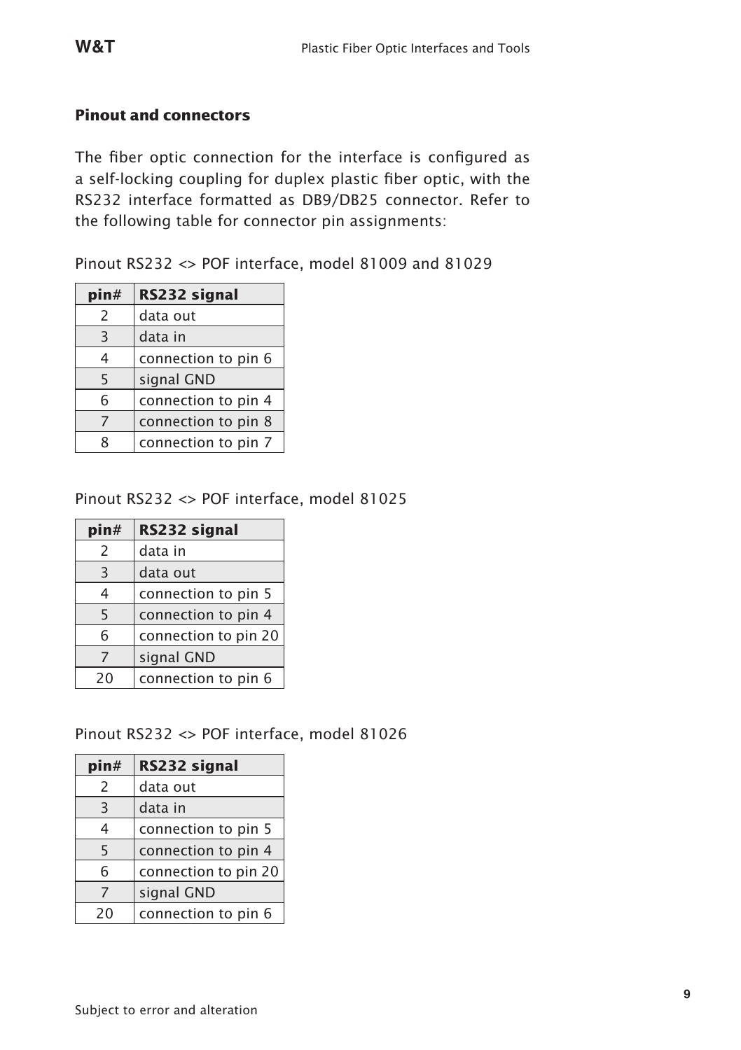## Pinout and connectors

The fiber optic connection for the interface is configured as a self-locking coupling for duplex plastic fiber optic, with the RS232 interface formatted as DB9/DB25 connector. Refer to the following table for connector pin assignments:

Pinout RS232 <> POF interface, model 81009 and 81029

| pin# | RS232 signal |
|---|---|
| 2 | data out |
| 3 | data in |
| 4 | connection to pin 6 |
| 5 | signal GND |
| 6 | connection to pin 4 |
| 7 | connection to pin 8 |
| 8 | connection to pin 7 |

Pinout RS232 <> POF interface, model 81025

| pin# | RS232 signal |
|---|---|
| 2 | data in |
| 3 | data out |
| 4 | connection to pin 5 |
| 5 | connection to pin 4 |
| 6 | connection to pin 20 |
| 7 | signal GND |
| 20 | connection to pin 6 |

Pinout RS232 <> POF interface, model 81026

| pin# | RS232 signal |
|---|---|
| 2 | data out |
| 3 | data in |
| 4 | connection to pin 5 |
| 5 | connection to pin 4 |
| 6 | connection to pin 20 |
| 7 | signal GND |
| 20 | connection to pin 6 |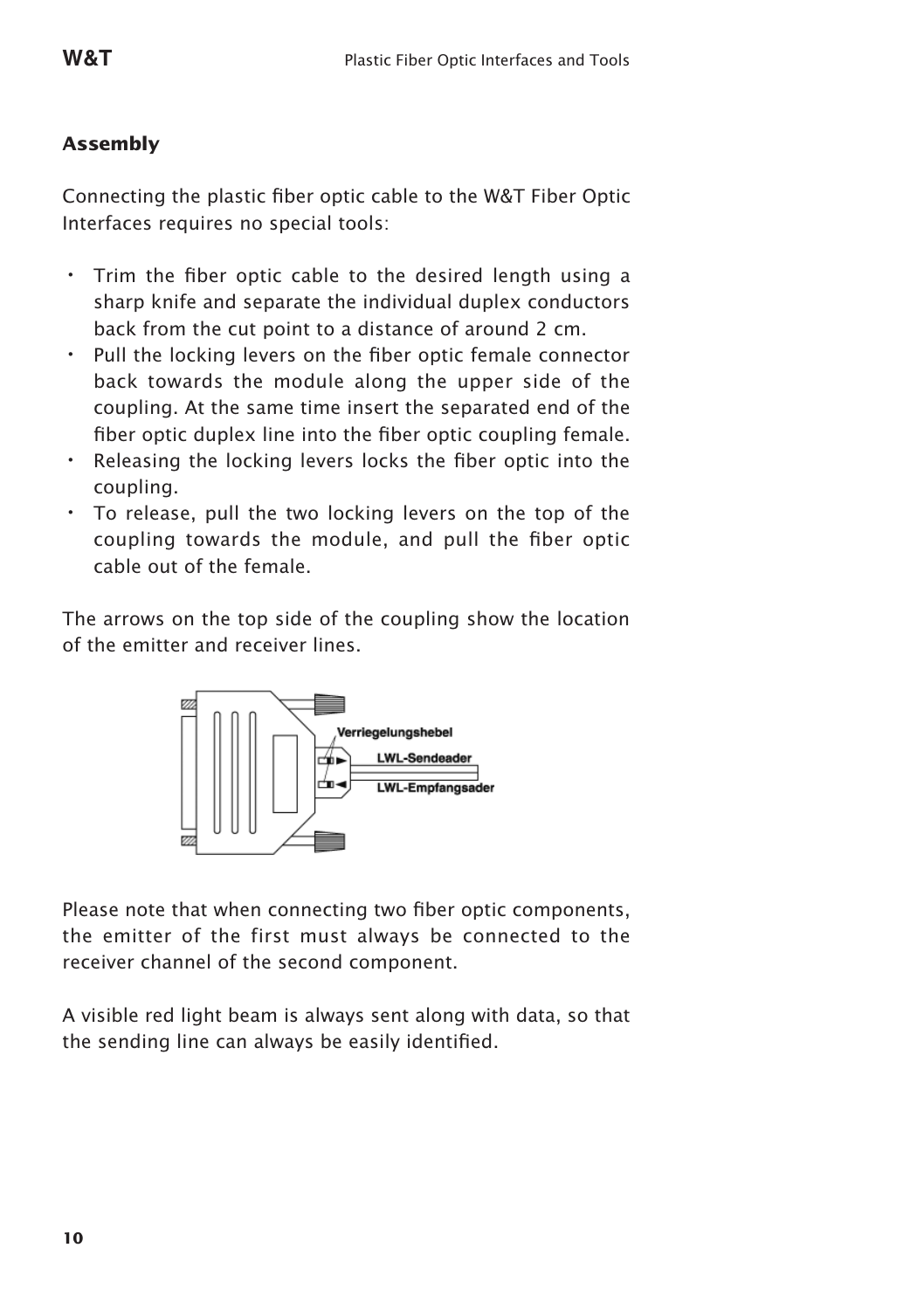### Assembly

Connecting the plastic fiber optic cable to the W&T Fiber Optic Interfaces requires no special tools:

- Trim the fiber optic cable to the desired length using a sharp knife and separate the individual duplex conductors back from the cut point to a distance of around 2 cm.
- Pull the locking levers on the fiber optic female connector back towards the module along the upper side of the coupling. At the same time insert the separated end of the fiber optic duplex line into the fiber optic coupling female.
- Releasing the locking levers locks the fiber optic into the coupling.
- To release, pull the two locking levers on the top of the coupling towards the module, and pull the fiber optic cable out of the female.

The arrows on the top side of the coupling show the location of the emitter and receiver lines.

Verriegelungshebel
LWL-Sendeader
LWL-Empfangsader

Please note that when connecting two fiber optic components, the emitter of the first must always be connected to the receiver channel of the second component.

A visible red light beam is always sent along with data, so that the sending line can always be easily identified.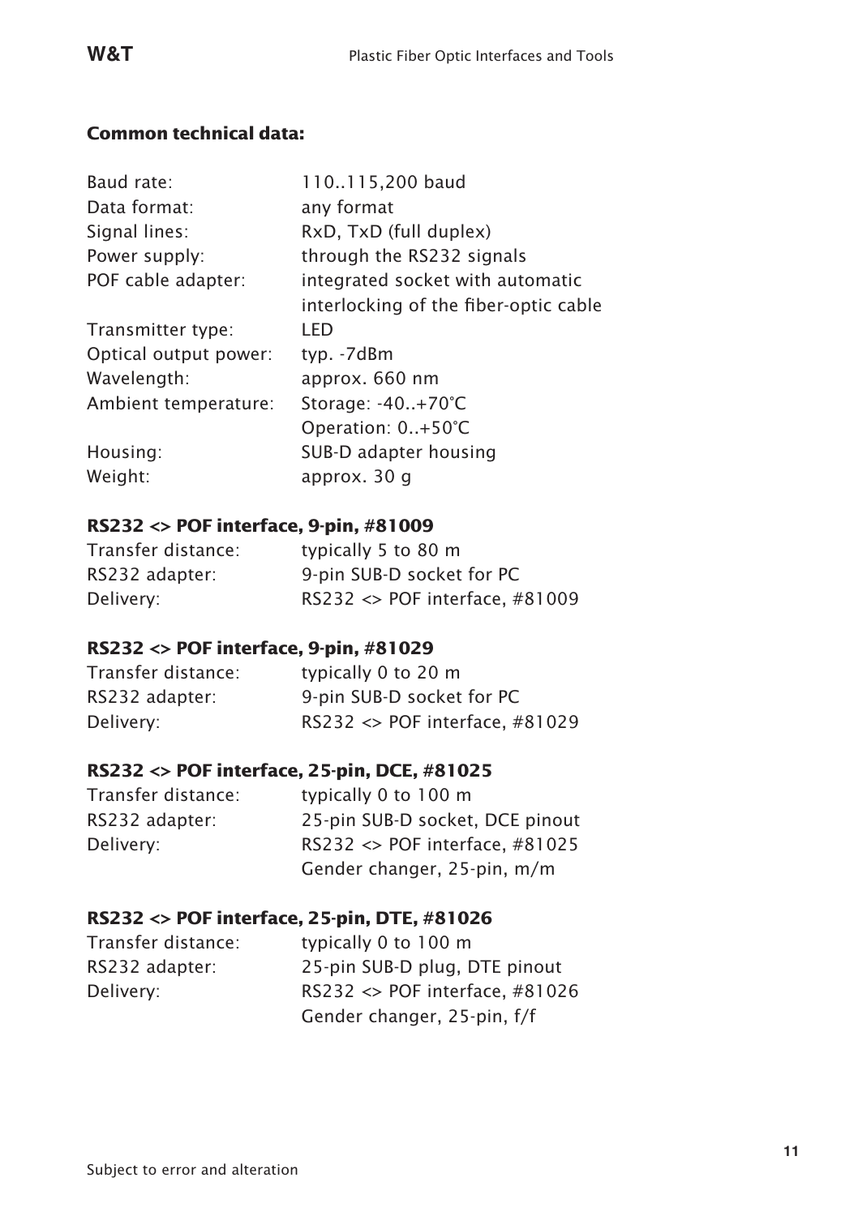**Common technical data:**

| | |
|---|---|
| Baud rate: | 110..115,200 baud |
| Data format: | any format |
| Signal lines: | RxD, TxD (full duplex) |
| Power supply: | through the RS232 signals |
| POF cable adapter: | integrated socket with automatic interlocking of the fiber-optic cable |
| Transmitter type: | LED |
| Optical output power: | typ. -7dBm |
| Wavelength: | approx. 660 nm |
| Ambient temperature: | Storage: -40..+70°C<br>Operation: 0..+50°C |
| Housing: | SUB-D adapter housing |
| Weight: | approx. 30 g |

**RS232 <> POF interface, 9-pin, #81009**

| | |
|---|---|
| Transfer distance: | typically 5 to 80 m |
| RS232 adapter: | 9-pin SUB-D socket for PC |
| Delivery: | RS232 <> POF interface, #81009 |

**RS232 <> POF interface, 9-pin, #81029**

| | |
|---|---|
| Transfer distance: | typically 0 to 20 m |
| RS232 adapter: | 9-pin SUB-D socket for PC |
| Delivery: | RS232 <> POF interface, #81029 |

**RS232 <> POF interface, 25-pin, DCE, #81025**

| | |
|---|---|
| Transfer distance: | typically 0 to 100 m |
| RS232 adapter: | 25-pin SUB-D socket, DCE pinout |
| Delivery: | RS232 <> POF interface, #81025<br>Gender changer, 25-pin, m/m |

**RS232 <> POF interface, 25-pin, DTE, #81026**

| | |
|---|---|
| Transfer distance: | typically 0 to 100 m |
| RS232 adapter: | 25-pin SUB-D plug, DTE pinout |
| Delivery: | RS232 <> POF interface, #81026<br>Gender changer, 25-pin, f/f |

Subject to error and alteration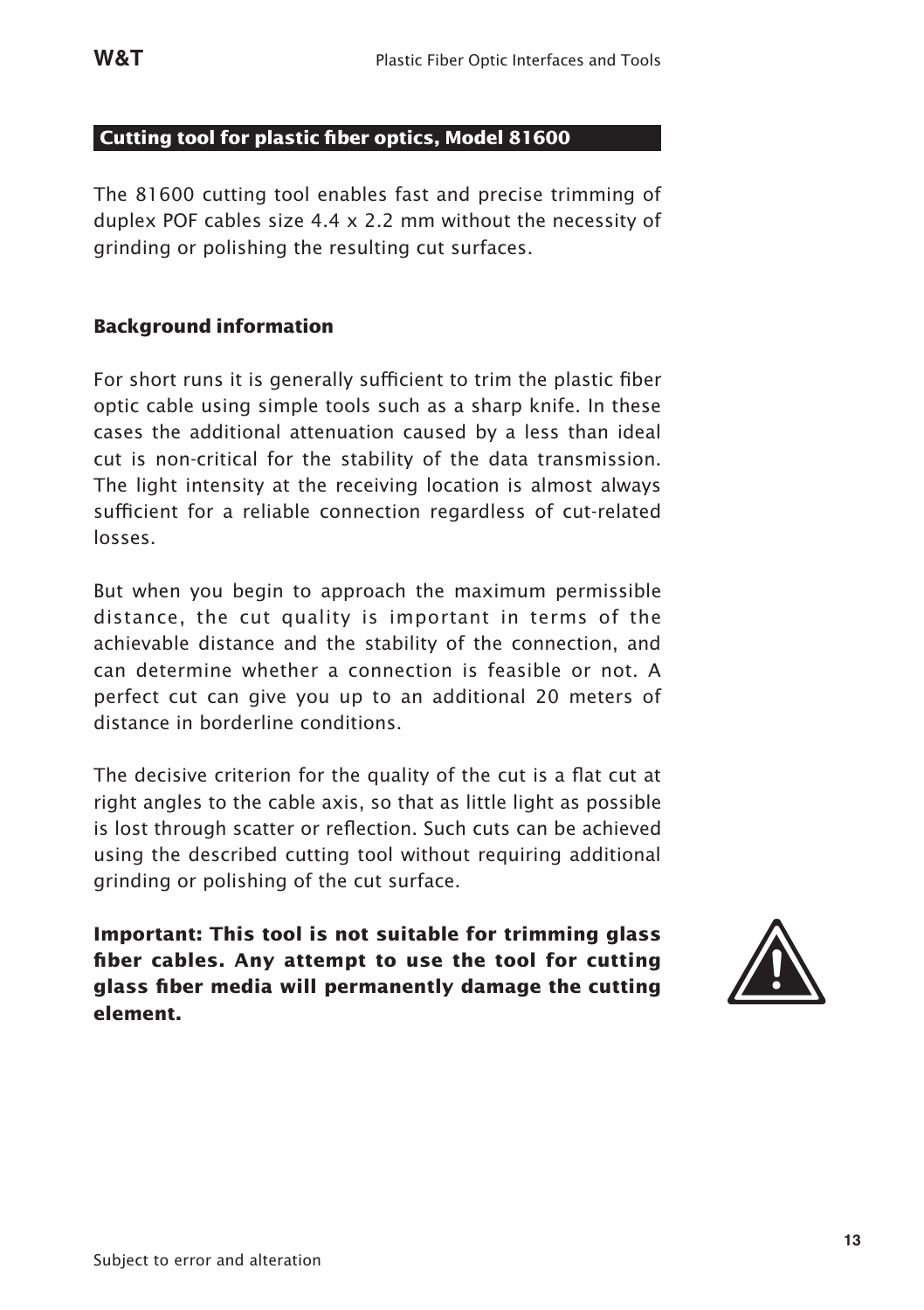## Cutting tool for plastic fiber optics, Model 81600

The 81600 cutting tool enables fast and precise trimming of duplex POF cables size 4.4 x 2.2 mm without the necessity of grinding or polishing the resulting cut surfaces.

### Background information

For short runs it is generally sufficient to trim the plastic fiber optic cable using simple tools such as a sharp knife. In these cases the additional attenuation caused by a less than ideal cut is non-critical for the stability of the data transmission. The light intensity at the receiving location is almost always sufficient for a reliable connection regardless of cut-related losses.

But when you begin to approach the maximum permissible distance, the cut quality is important in terms of the achievable distance and the stability of the connection, and can determine whether a connection is feasible or not. A perfect cut can give you up to an additional 20 meters of distance in borderline conditions.

The decisive criterion for the quality of the cut is a flat cut at right angles to the cable axis, so that as little light as possible is lost through scatter or reflection. Such cuts can be achieved using the described cutting tool without requiring additional grinding or polishing of the cut surface.

**Important: This tool is not suitable for trimming glass fiber cables. Any attempt to use the tool for cutting glass fiber media will permanently damage the cutting element.**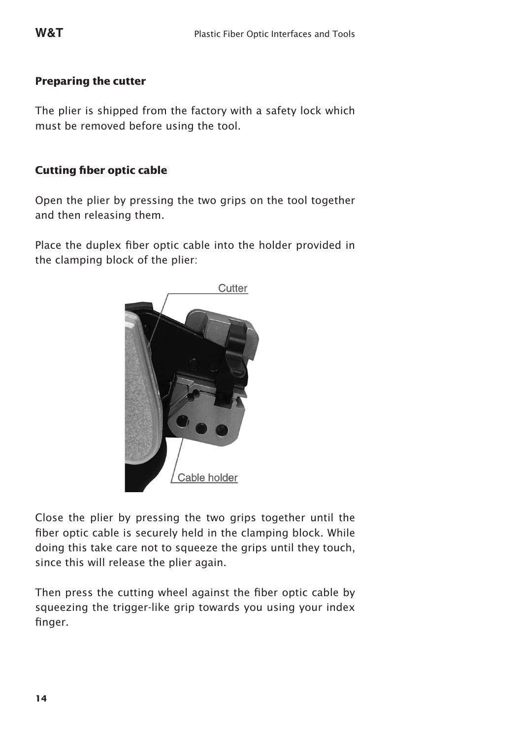### Preparing the cutter

The plier is shipped from the factory with a safety lock which must be removed before using the tool.

### Cutting fiber optic cable

Open the plier by pressing the two grips on the tool together and then releasing them.

Place the duplex fiber optic cable into the holder provided in the clamping block of the plier:

Close the plier by pressing the two grips together until the fiber optic cable is securely held in the clamping block. While doing this take care not to squeeze the grips until they touch, since this will release the plier again.

Then press the cutting wheel against the fiber optic cable by squeezing the trigger-like grip towards you using your index finger.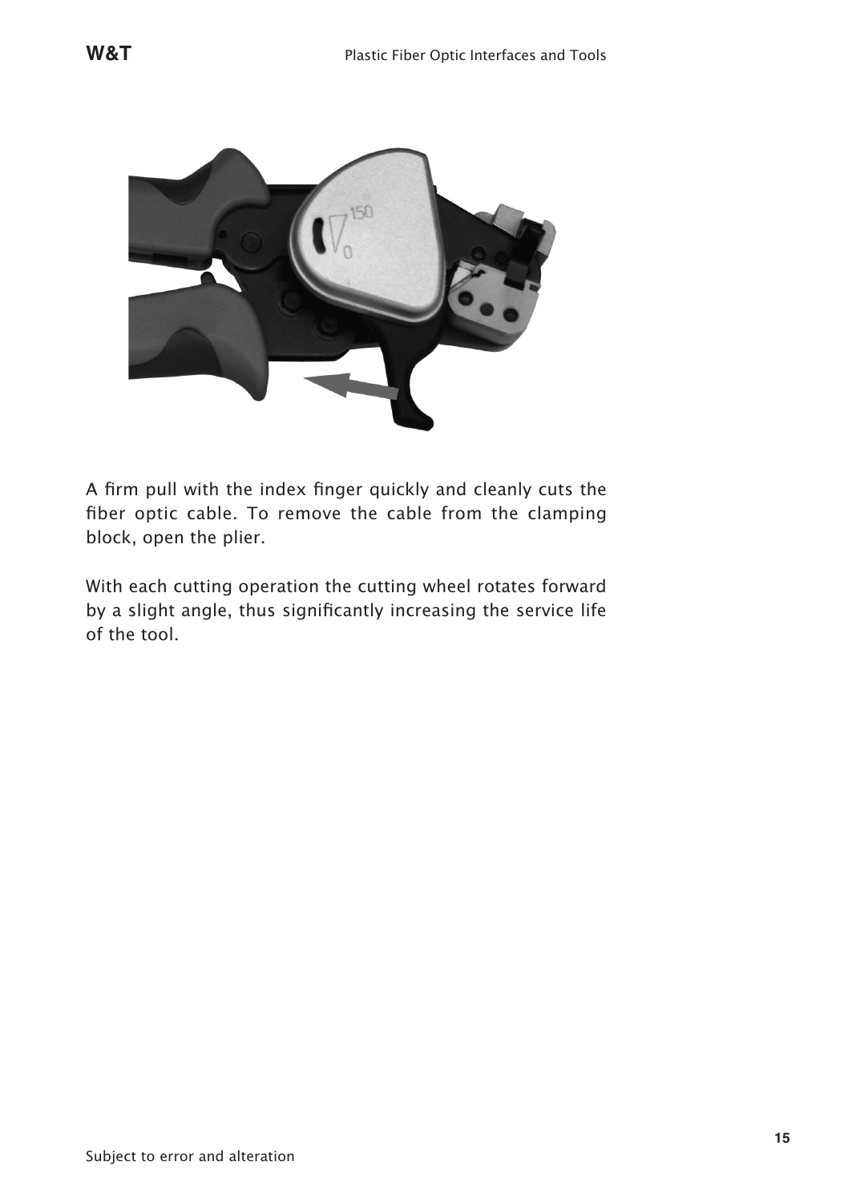A firm pull with the index finger quickly and cleanly cuts the fiber optic cable. To remove the cable from the clamping block, open the plier.

With each cutting operation the cutting wheel rotates forward by a slight angle, thus significantly increasing the service life of the tool.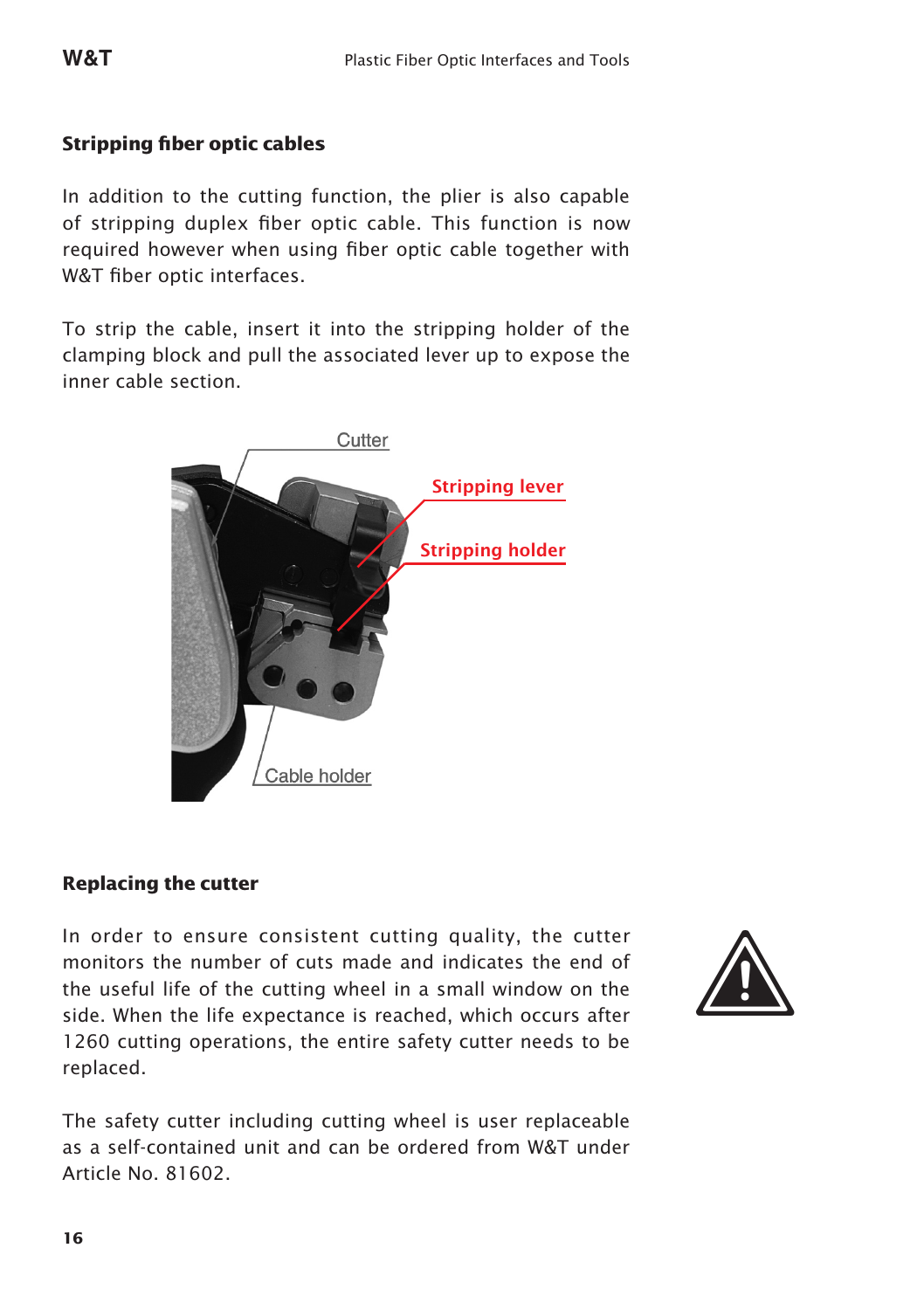## Stripping fiber optic cables

In addition to the cutting function, the plier is also capable of stripping duplex fiber optic cable. This function is now required however when using fiber optic cable together with W&T fiber optic interfaces.

To strip the cable, insert it into the stripping holder of the clamping block and pull the associated lever up to expose the inner cable section.

Cutter

Stripping lever

Stripping holder

Cable holder

## Replacing the cutter

In order to ensure consistent cutting quality, the cutter monitors the number of cuts made and indicates the end of the useful life of the cutting wheel in a small window on the side. When the life expectance is reached, which occurs after 1260 cutting operations, the entire safety cutter needs to be replaced.

The safety cutter including cutting wheel is user replaceable as a self-contained unit and can be ordered from W&T under Article No. 81602.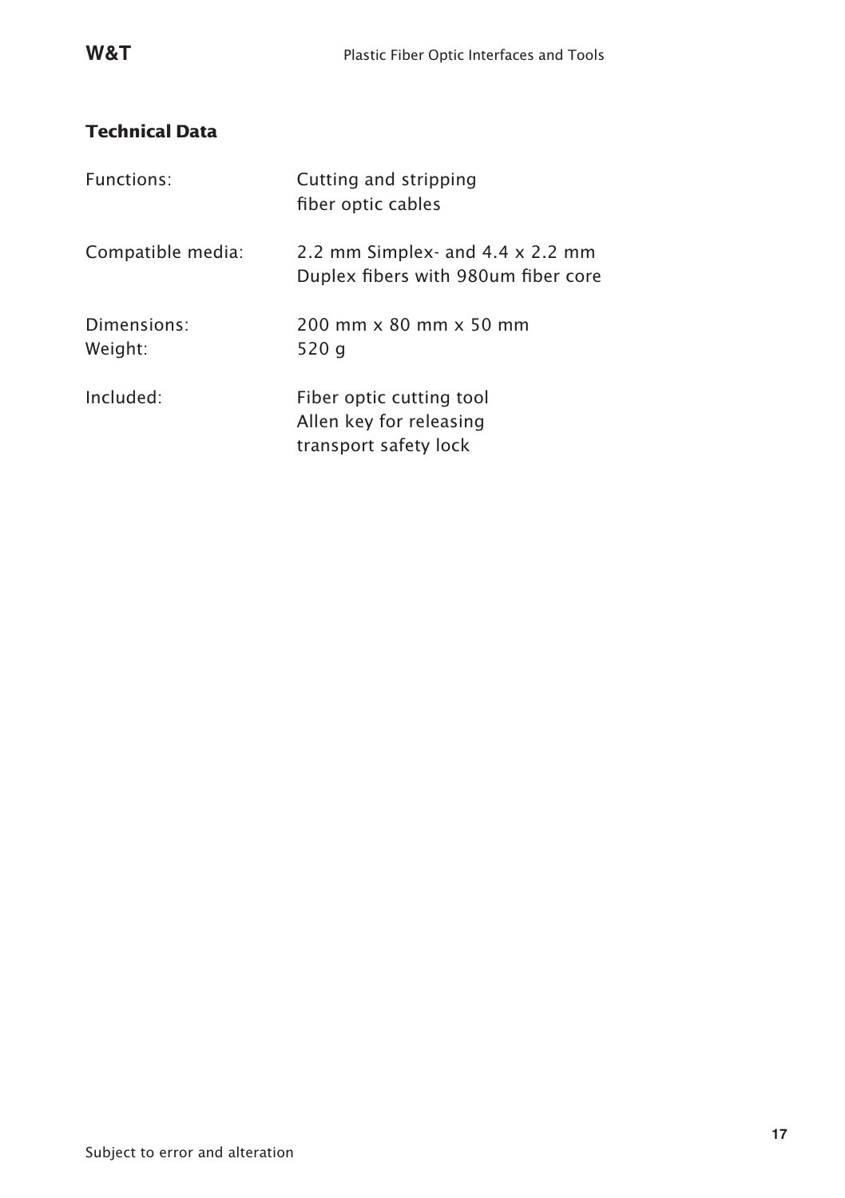## Technical Data

| | |
|---|---|
| Functions: | Cutting and stripping fiber optic cables |
| Compatible media: | 2.2 mm Simplex- and 4.4 x 2.2 mm Duplex fibers with 980um fiber core |
| Dimensions: | 200 mm x 80 mm x 50 mm |
| Weight: | 520 g |
| Included: | Fiber optic cutting tool<br>Allen key for releasing transport safety lock |

Subject to error and alteration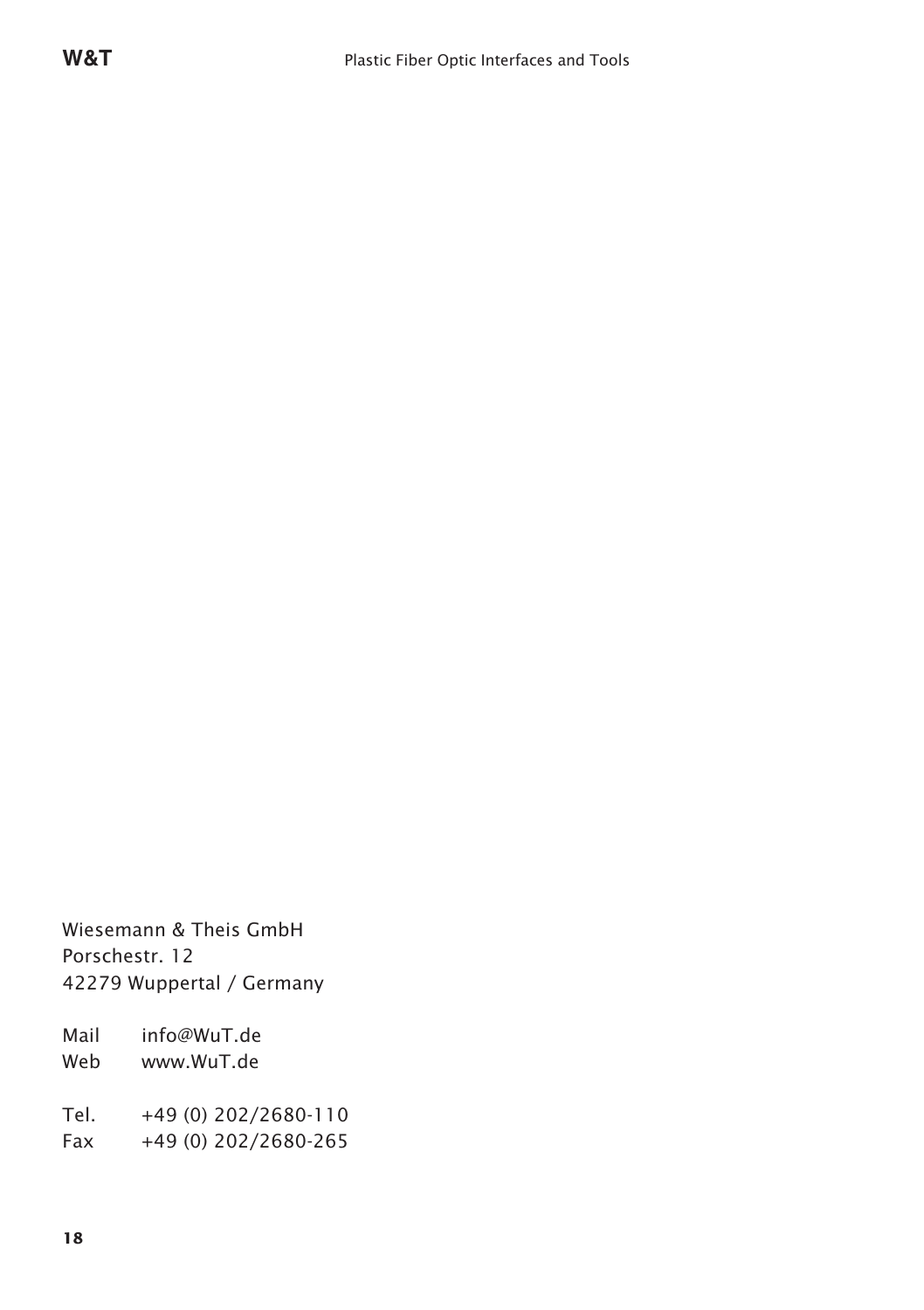Wiesemann & Theis GmbH
Porschestr. 12
42279 Wuppertal / Germany

Mail info@WuT.de
Web www.WuT.de

Tel. +49 (0) 202/2680-110
Fax +49 (0) 202/2680-265